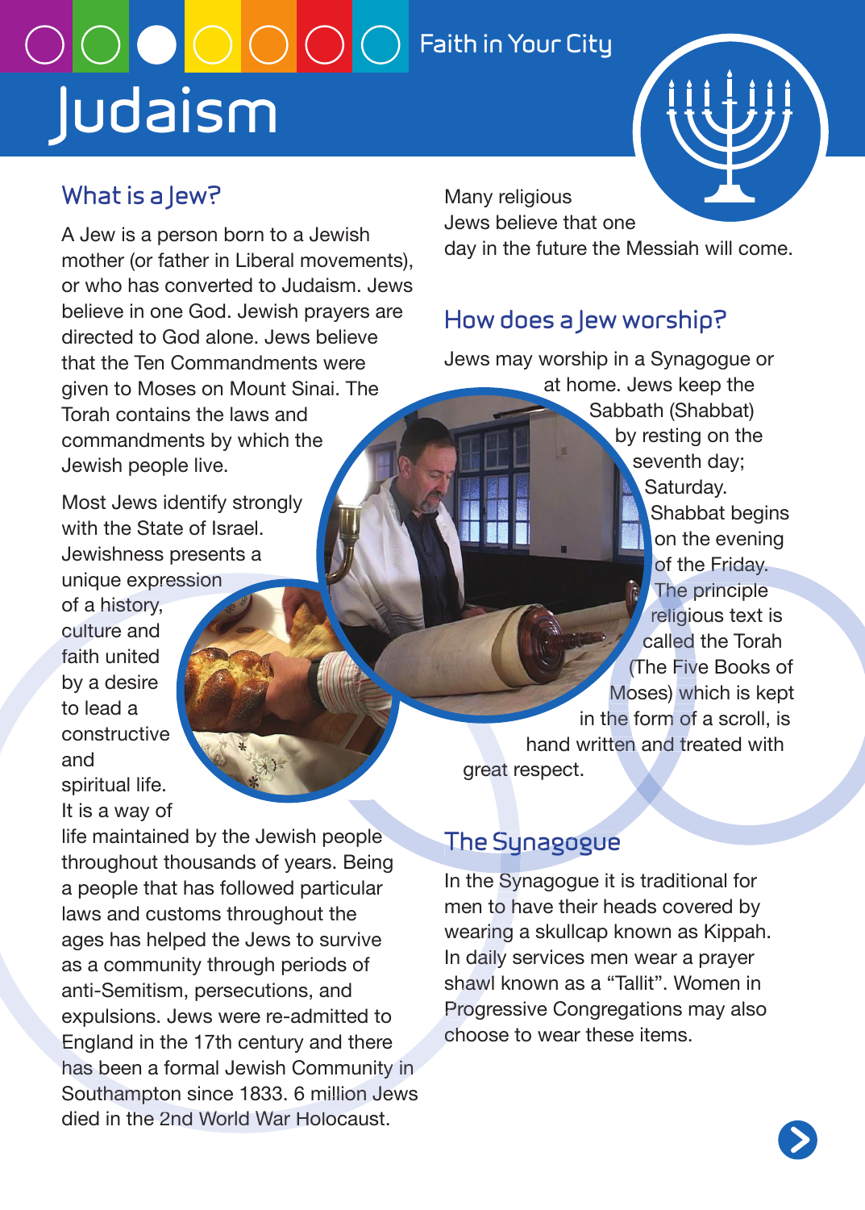Faith in Your City

# Judaism

## What is a Jew?

A Jew is a person born to a Jewish mother (or father in Liberal movements), or who has converted to Judaism. Jews believe in one God. Jewish prayers are directed to God alone. Jews believe that the Ten Commandments were given to Moses on Mount Sinai. The Torah contains the laws and commandments by which the Jewish people live.

Most Jews identify strongly with the State of Israel. Jewishness presents a unique expression of a history, culture and faith united by a desire to lead a constructive and spiritual life. It is a way of life maintained by the Jewish people throughout thousands of years. Being a people that has followed particular laws and customs throughout the ages has helped the Jews to survive as a community through periods of anti-Semitism, persecutions, and expulsions. Jews were re-admitted to England in the 17th century and there has been a formal Jewish Community in Southampton since 1833. 6 million Jews died in the 2nd World War Holocaust.

Many religious Jews believe that one day in the future the Messiah will come.

## How does a Jew worship?

Jews may worship in a Synagogue or at home. Jews keep the Sabbath (Shabbat) by resting on the seventh day; Saturday. Shabbat begins on the evening of the Friday. The principle religious text is called the Torah (The Five Books of Moses) which is kept in the form of a scroll, is hand written and treated with great respect.

## The Synagogue

In the Synagogue it is traditional for men to have their heads covered by wearing a skullcap known as Kippah. In daily services men wear a prayer shawl known as a “Tallit”. Women in Progressive Congregations may also choose to wear these items.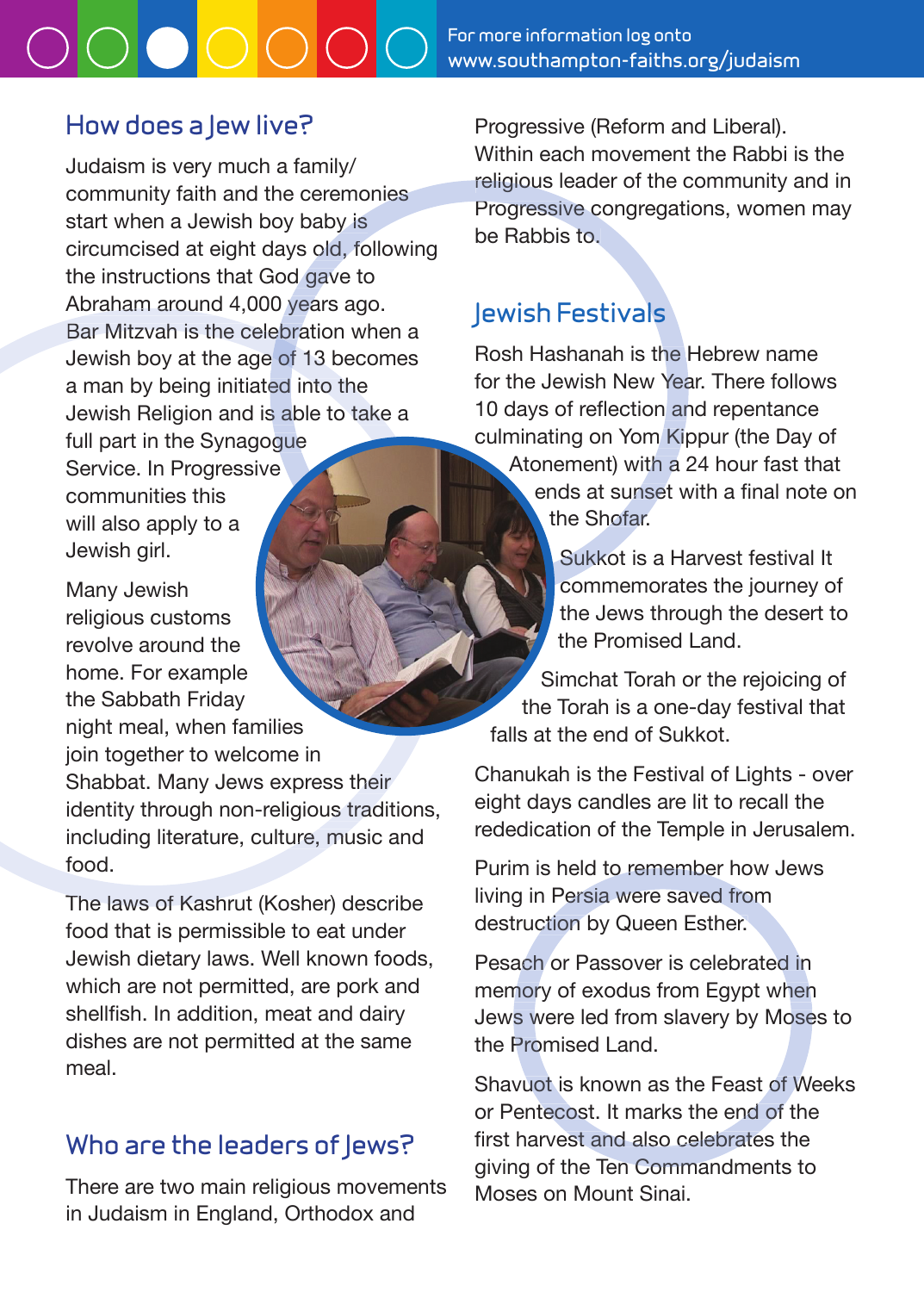## How does a Jew live?

Judaism is very much a family/ community faith and the ceremonies start when a Jewish boy baby is circumcised at eight days old, following the instructions that God gave to Abraham around 4,000 years ago. Bar Mitzvah is the celebration when a Jewish boy at the age of 13 becomes a man by being initiated into the Jewish Religion and is able to take a full part in the Synagogue Service. In Progressive communities this will also apply to a Jewish girl.

Many Jewish religious customs revolve around the home. For example the Sabbath Friday night meal, when families join together to welcome in Shabbat. Many Jews express their identity through non-religious traditions, including literature, culture, music and food.

The laws of Kashrut (Kosher) describe food that is permissible to eat under Jewish dietary laws. Well known foods, which are not permitted, are pork and shellfish. In addition, meat and dairy dishes are not permitted at the same meal.

## Who are the leaders of Jews?

There are two main religious movements in Judaism in England, Orthodox and Progressive (Reform and Liberal). Within each movement the Rabbi is the religious leader of the community and in Progressive congregations, women may be Rabbis to.

## Jewish Festivals

Rosh Hashanah is the Hebrew name for the Jewish New Year. There follows 10 days of reflection and repentance culminating on Yom Kippur (the Day of Atonement) with a 24 hour fast that ends at sunset with a final note on the Shofar.

Sukkot is a Harvest festival It commemorates the journey of the Jews through the desert to the Promised Land.

Simchat Torah or the rejoicing of the Torah is a one-day festival that falls at the end of Sukkot.

Chanukah is the Festival of Lights - over eight days candles are lit to recall the rededication of the Temple in Jerusalem.

Purim is held to remember how Jews living in Persia were saved from destruction by Queen Esther.

Pesach or Passover is celebrated in memory of exodus from Egypt when Jews were led from slavery by Moses to the Promised Land.

Shavuot is known as the Feast of Weeks or Pentecost. It marks the end of the first harvest and also celebrates the giving of the Ten Commandments to Moses on Mount Sinai.